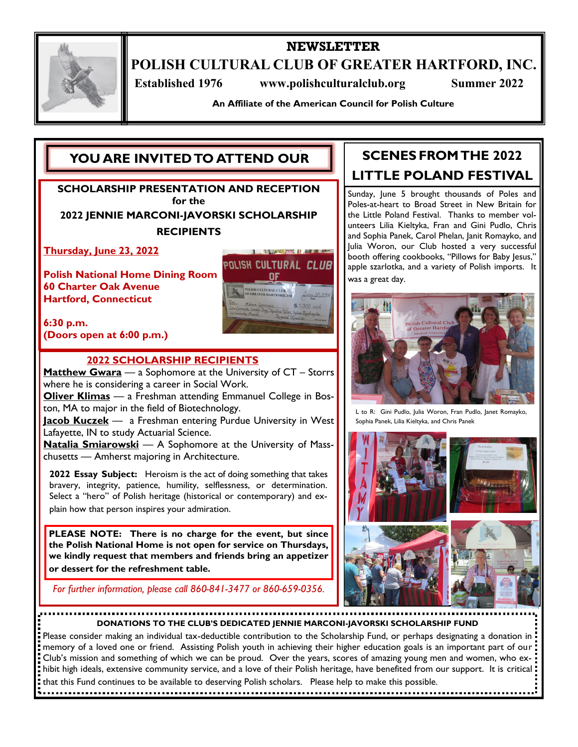# NEWSLETTER

# POLISH CULTURAL CLUB OF GREATER HARTFORD, INC.

**Established 1976** **www.polishculturalclub.org** **Summer 2022**

**An Affiliate of the American Council for Polish Culture**

## YOU ARE INVITED TO ATTEND OUR

**SCHOLARSHIP PRESENTATION AND RECEPTION**
**for the**
**2022 JENNIE MARCONI-JAVORSKI SCHOLARSHIP RECIPIENTS**

**Thursday, June 23, 2022**

**Polish National Home Dining Room**
**60 Charter Oak Avenue**
**Hartford, Connecticut**

**6:30 p.m.**
**(Doors open at 6:00 p.m.)**

### 2022 SCHOLARSHIP RECIPIENTS

**Matthew Gwara** — a Sophomore at the University of CT – Storrs where he is considering a career in Social Work.

**Oliver Klimas** — a Freshman attending Emmanuel College in Boston, MA to major in the field of Biotechnology.

**Jacob Kuczek** — a Freshman entering Purdue University in West Lafayette, IN to study Actuarial Science.

**Natalia Smiarowski** — A Sophomore at the University of Masschusetts — Amherst majoring in Architecture.

**2022 Essay Subject:** Heroism is the act of doing something that takes bravery, integrity, patience, humility, selflessness, or determination. Select a "hero" of Polish heritage (historical or contemporary) and explain how that person inspires your admiration.

**PLEASE NOTE: There is no charge for the event, but since the Polish National Home is not open for service on Thursdays, we kindly request that members and friends bring an appetizer or dessert for the refreshment table.**

*For further information, please call 860-841-3477 or 860-659-0356.*

## SCENES FROM THE 2022 LITTLE POLAND FESTIVAL

Sunday, June 5 brought thousands of Poles and Poles-at-heart to Broad Street in New Britain for the Little Poland Festival. Thanks to member volunteers Lilia Kieltyka, Fran and Gini Pudlo, Chris and Sophia Panek, Carol Phelan, Janit Romayko, and Julia Woron, our Club hosted a very successful booth offering cookbooks, "Pillows for Baby Jesus," apple szarlotka, and a variety of Polish imports. It was a great day.

L to R: Gini Pudlo, Julia Woron, Fran Pudlo, Janet Romayko, Sophia Panek, Lilia Kieltyka, and Chris Panek

**DONATIONS TO THE CLUB'S DEDICATED JENNIE MARCONI-JAVORSKI SCHOLARSHIP FUND**

Please consider making an individual tax-deductible contribution to the Scholarship Fund, or perhaps designating a donation in memory of a loved one or friend. Assisting Polish youth in achieving their higher education goals is an important part of our Club's mission and something of which we can be proud. Over the years, scores of amazing young men and women, who exhibit high ideals, extensive community service, and a love of their Polish heritage, have benefited from our support. It is critical that this Fund continues to be available to deserving Polish scholars. Please help to make this possible.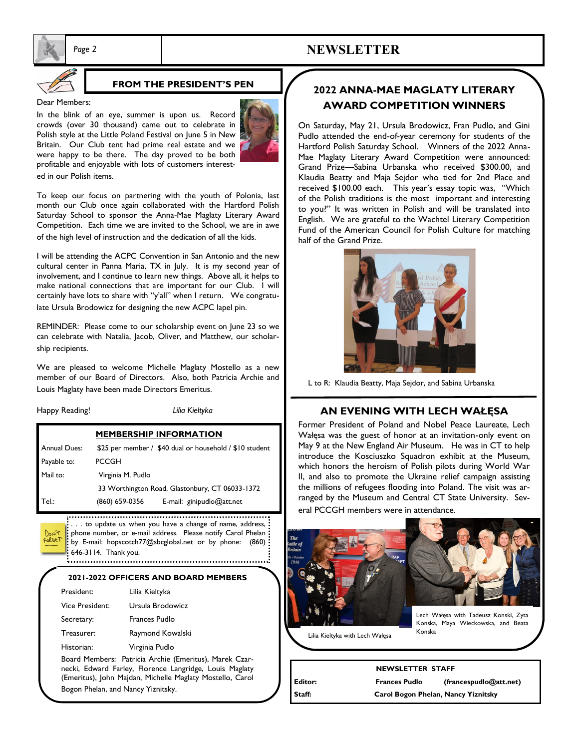## FROM THE PRESIDENT'S PEN

Dear Members:

In the blink of an eye, summer is upon us. Record crowds (over 30 thousand) came out to celebrate in Polish style at the Little Poland Festival on June 5 in New Britain. Our Club tent had prime real estate and we were happy to be there. The day proved to be both profitable and enjoyable with lots of customers interested in our Polish items.

To keep our focus on partnering with the youth of Polonia, last month our Club once again collaborated with the Hartford Polish Saturday School to sponsor the Anna-Mae Maglaty Literary Award Competition. Each time we are invited to the School, we are in awe of the high level of instruction and the dedication of all the kids.

I will be attending the ACPC Convention in San Antonio and the new cultural center in Panna Maria, TX in July. It is my second year of involvement, and I continue to learn new things. Above all, it helps to make national connections that are important for our Club. I will certainly have lots to share with "y'all" when I return. We congratulate Ursula Brodowicz for designing the new ACPC lapel pin.

REMINDER: Please come to our scholarship event on June 23 so we can celebrate with Natalia, Jacob, Oliver, and Matthew, our scholarship recipients.

We are pleased to welcome Michelle Maglaty Mostello as a new member of our Board of Directors. Also, both Patricia Archie and Louis Maglaty have been made Directors Emeritus.

Happy Reading! *Lilia Kieltyka*

### MEMBERSHIP INFORMATION

| | |
|---|---|
| Annual Dues: | $25 per member / $40 dual or household / $10 student |
| Payable to: | PCCGH |
| Mail to: | Virginia M. Pudlo |
| | 33 Worthington Road, Glastonbury, CT 06033-1372 |
| Tel.: | (860) 659-0356 E-mail: ginipudlo@att.net |

DON'T FORGET . . . to update us when you have a change of name, address, phone number, or e-mail address. Please notify Carol Phelan by E-mail: hopscotch77@sbcglobal.net or by phone: (860) 646-3114. Thank you.

### 2021-2022 OFFICERS AND BOARD MEMBERS

| | |
|---|---|
| President: | Lilia Kieltyka |
| Vice President: | Ursula Brodowicz |
| Secretary: | Frances Pudlo |
| Treasurer: | Raymond Kowalski |
| Historian: | Virginia Pudlo |

Board Members: Patricia Archie (Emeritus), Marek Czarnecki, Edward Farley, Florence Langridge, Louis Maglaty (Emeritus), John Majdan, Michelle Maglaty Mostello, Carol Bogon Phelan, and Nancy Yiznitsky.

## 2022 ANNA-MAE MAGLATY LITERARY AWARD COMPETITION WINNERS

On Saturday, May 21, Ursula Brodowicz, Fran Pudlo, and Gini Pudlo attended the end-of-year ceremony for students of the Hartford Polish Saturday School. Winners of the 2022 Anna-Mae Maglaty Literary Award Competition were announced: Grand Prize—Sabina Urbanska who received $300.00, and Klaudia Beatty and Maja Sejdor who tied for 2nd Place and received $100.00 each. This year's essay topic was, "Which of the Polish traditions is the most important and interesting to you?" It was written in Polish and will be translated into English. We are grateful to the Wachtel Literary Competition Fund of the American Council for Polish Culture for matching half of the Grand Prize.

L to R: Klaudia Beatty, Maja Sejdor, and Sabina Urbanska

## AN EVENING WITH LECH WAŁĘSA

Former President of Poland and Nobel Peace Laureate, Lech Wałęsa was the guest of honor at an invitation-only event on May 9 at the New England Air Museum. He was in CT to help introduce the Kosciuszko Squadron exhibit at the Museum, which honors the heroism of Polish pilots during World War II, and also to promote the Ukraine relief campaign assisting the millions of refugees flooding into Poland. The visit was arranged by the Museum and Central CT State University. Several PCCGH members were in attendance.

Lilia Kieltyka with Lech Wałęsa

Lech Wałęsa with Tadeusz Konski, Zyta Konska, Maya Wieckowska, and Beata Konska

### NEWSLETTER STAFF

| | | |
|---|---|---|
| **Editor:** | **Frances Pudlo** | **(francespudlo@att.net)** |
| **Staff:** | **Carol Bogon Phelan, Nancy Yiznitsky** | |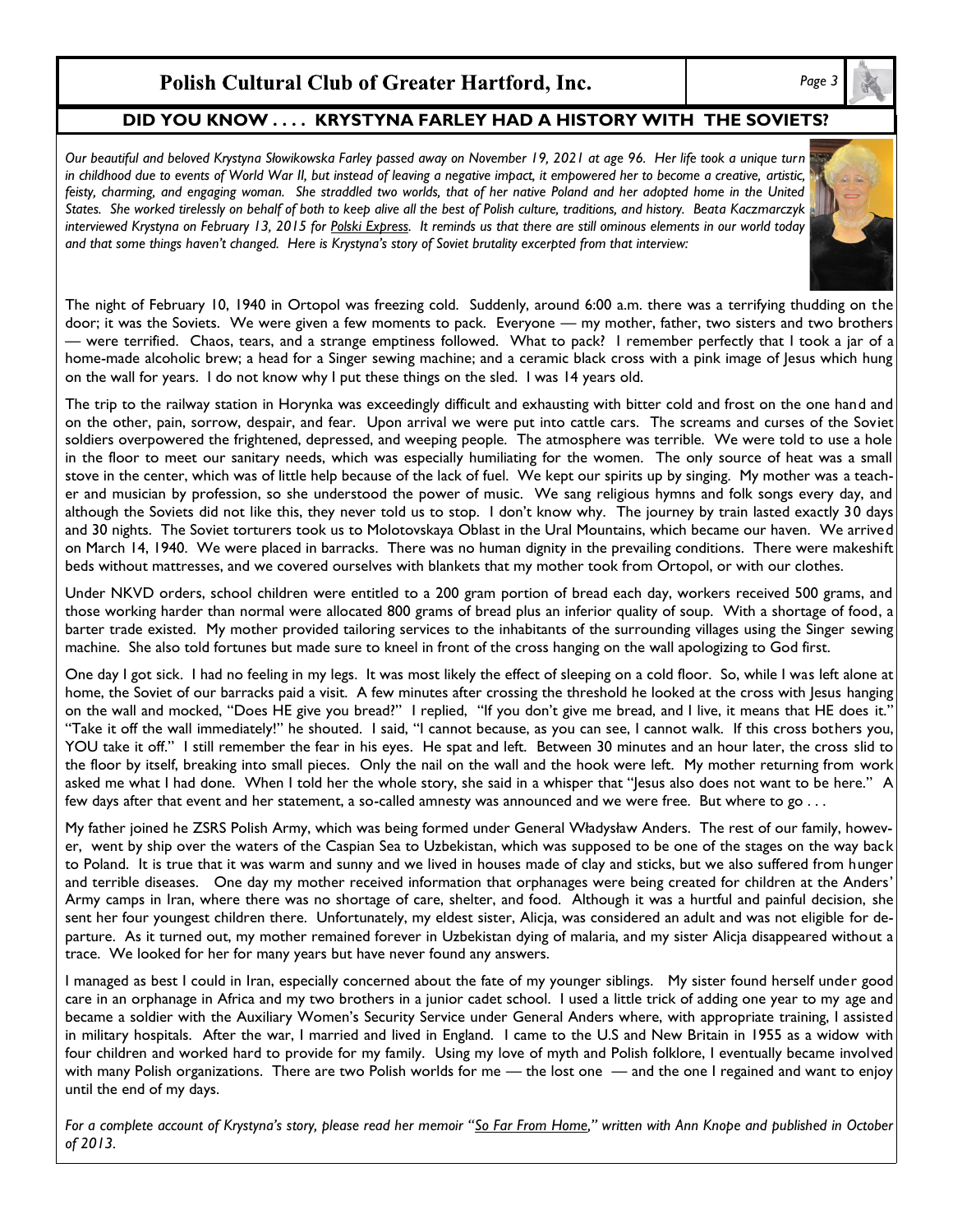## DID YOU KNOW . . . . KRYSTYNA FARLEY HAD A HISTORY WITH THE SOVIETS?

*Our beautiful and beloved Krystyna Słowikowska Farley passed away on November 19, 2021 at age 96. Her life took a unique turn in childhood due to events of World War II, but instead of leaving a negative impact, it empowered her to become a creative, artistic, feisty, charming, and engaging woman. She straddled two worlds, that of her native Poland and her adopted home in the United States. She worked tirelessly on behalf of both to keep alive all the best of Polish culture, traditions, and history. Beata Kaczmarczyk interviewed Krystyna on February 13, 2015 for Polski Express. It reminds us that there are still ominous elements in our world today and that some things haven't changed. Here is Krystyna's story of Soviet brutality excerpted from that interview:*

The night of February 10, 1940 in Ortopol was freezing cold. Suddenly, around 6:00 a.m. there was a terrifying thudding on the door; it was the Soviets. We were given a few moments to pack. Everyone — my mother, father, two sisters and two brothers — were terrified. Chaos, tears, and a strange emptiness followed. What to pack? I remember perfectly that I took a jar of a home-made alcoholic brew; a head for a Singer sewing machine; and a ceramic black cross with a pink image of Jesus which hung on the wall for years. I do not know why I put these things on the sled. I was 14 years old.

The trip to the railway station in Horynka was exceedingly difficult and exhausting with bitter cold and frost on the one hand and on the other, pain, sorrow, despair, and fear. Upon arrival we were put into cattle cars. The screams and curses of the Soviet soldiers overpowered the frightened, depressed, and weeping people. The atmosphere was terrible. We were told to use a hole in the floor to meet our sanitary needs, which was especially humiliating for the women. The only source of heat was a small stove in the center, which was of little help because of the lack of fuel. We kept our spirits up by singing. My mother was a teacher and musician by profession, so she understood the power of music. We sang religious hymns and folk songs every day, and although the Soviets did not like this, they never told us to stop. I don't know why. The journey by train lasted exactly 30 days and 30 nights. The Soviet torturers took us to Molotovskaya Oblast in the Ural Mountains, which became our haven. We arrived on March 14, 1940. We were placed in barracks. There was no human dignity in the prevailing conditions. There were makeshift beds without mattresses, and we covered ourselves with blankets that my mother took from Ortopol, or with our clothes.

Under NKVD orders, school children were entitled to a 200 gram portion of bread each day, workers received 500 grams, and those working harder than normal were allocated 800 grams of bread plus an inferior quality of soup. With a shortage of food, a barter trade existed. My mother provided tailoring services to the inhabitants of the surrounding villages using the Singer sewing machine. She also told fortunes but made sure to kneel in front of the cross hanging on the wall apologizing to God first.

One day I got sick. I had no feeling in my legs. It was most likely the effect of sleeping on a cold floor. So, while I was left alone at home, the Soviet of our barracks paid a visit. A few minutes after crossing the threshold he looked at the cross with Jesus hanging on the wall and mocked, "Does HE give you bread?" I replied, "If you don't give me bread, and I live, it means that HE does it." "Take it off the wall immediately!" he shouted. I said, "I cannot because, as you can see, I cannot walk. If this cross bothers you, YOU take it off." I still remember the fear in his eyes. He spat and left. Between 30 minutes and an hour later, the cross slid to the floor by itself, breaking into small pieces. Only the nail on the wall and the hook were left. My mother returning from work asked me what I had done. When I told her the whole story, she said in a whisper that "Jesus also does not want to be here." A few days after that event and her statement, a so-called amnesty was announced and we were free. But where to go . . .

My father joined he ZSRS Polish Army, which was being formed under General Władysław Anders. The rest of our family, however, went by ship over the waters of the Caspian Sea to Uzbekistan, which was supposed to be one of the stages on the way back to Poland. It is true that it was warm and sunny and we lived in houses made of clay and sticks, but we also suffered from hunger and terrible diseases. One day my mother received information that orphanages were being created for children at the Anders' Army camps in Iran, where there was no shortage of care, shelter, and food. Although it was a hurtful and painful decision, she sent her four youngest children there. Unfortunately, my eldest sister, Alicja, was considered an adult and was not eligible for departure. As it turned out, my mother remained forever in Uzbekistan dying of malaria, and my sister Alicja disappeared without a trace. We looked for her for many years but have never found any answers.

I managed as best I could in Iran, especially concerned about the fate of my younger siblings. My sister found herself under good care in an orphanage in Africa and my two brothers in a junior cadet school. I used a little trick of adding one year to my age and became a soldier with the Auxiliary Women's Security Service under General Anders where, with appropriate training, I assisted in military hospitals. After the war, I married and lived in England. I came to the U.S and New Britain in 1955 as a widow with four children and worked hard to provide for my family. Using my love of myth and Polish folklore, I eventually became involved with many Polish organizations. There are two Polish worlds for me — the lost one — and the one I regained and want to enjoy until the end of my days.

*For a complete account of Krystyna's story, please read her memoir "So Far From Home," written with Ann Knope and published in October of 2013.*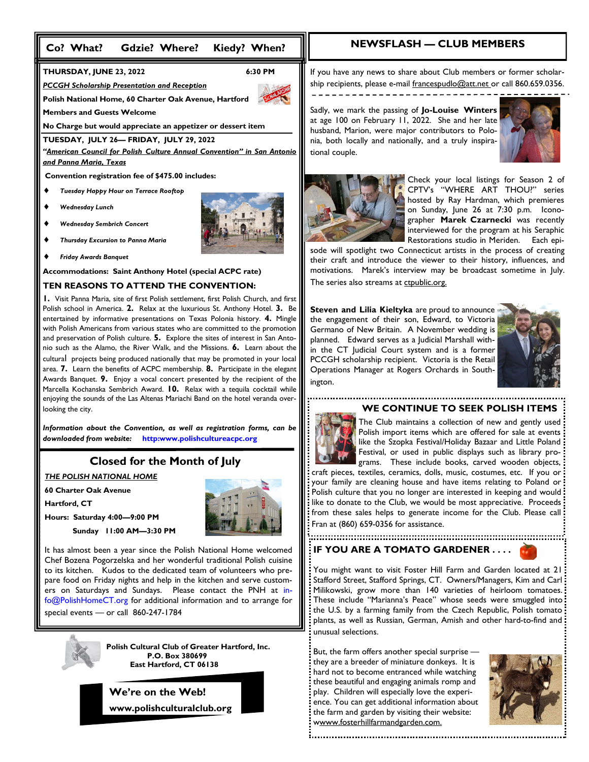## Co? What? Gdzie? Where? Kiedy? When?

**THURSDAY, JUNE 23, 2022 6:30 PM**

***PCCGH Scholarship Presentation and Reception***

**Polish National Home, 60 Charter Oak Avenue, Hartford**

**Members and Guests Welcome**

**No Charge but would appreciate an appetizer or dessert item**

**TUESDAY, JULY 26— FRIDAY, JULY 29, 2022**

***"American Council for Polish Culture Annual Convention" in San Antonio and Panna Maria, Texas***

**Convention registration fee of $475.00 includes:**

- ***Tuesday Happy Hour on Terrace Rooftop***
- ***Wednesday Lunch***
- ***Wednesday Sembrich Concert***
- ***Thursday Excursion to Panna Maria***
- ***Friday Awards Banquet***

**Accommodations: Saint Anthony Hotel (special ACPC rate)**

### TEN REASONS TO ATTEND THE CONVENTION:

**1.** Visit Panna Maria, site of first Polish settlement, first Polish Church, and first Polish school in America. **2.** Relax at the luxurious St. Anthony Hotel. **3.** Be entertained by informative presentations on Texas Polonia history. **4.** Mingle with Polish Americans from various states who are committed to the promotion and preservation of Polish culture. **5.** Explore the sites of interest in San Antonio such as the Alamo, the River Walk, and the Missions. **6.** Learn about the cultural projects being produced nationally that may be promoted in your local area. **7.** Learn the benefits of ACPC membership. **8.** Participate in the elegant Awards Banquet. **9.** Enjoy a vocal concert presented by the recipient of the Marcella Kochanska Sembrich Award. **10.** Relax with a tequila cocktail while enjoying the sounds of the Las Altenas Mariachi Band on the hotel veranda overlooking the city.

***Information about the Convention, as well as registration forms, can be downloaded from website:*** **http:www.polishcultureacpc.org**

## Closed for the Month of July

***THE POLISH NATIONAL HOME***

**60 Charter Oak Avenue**

**Hartford, CT**

**Hours: Saturday 4:00—9:00 PM**

**Sunday 11:00 AM—3:30 PM**

It has almost been a year since the Polish National Home welcomed Chef Bozena Pogorzelska and her wonderful traditional Polish cuisine to its kitchen. Kudos to the dedicated team of volunteers who prepare food on Friday nights and help in the kitchen and serve customers on Saturdays and Sundays. Please contact the PNH at info@PolishHomeCT.org for additional information and to arrange for special events — or call 860-247-1784

**Polish Cultural Club of Greater Hartford, Inc.**
**P.O. Box 380699**
**East Hartford, CT 06138**

**We're on the Web!**
**www.polishculturalclub.org**

## NEWSFLASH — CLUB MEMBERS

If you have any news to share about Club members or former scholarship recipients, please e-mail francespudlo@att.net or call 860.659.0356.

Sadly, we mark the passing of **Jo-Louise Winters** at age 100 on February 11, 2022. She and her late husband, Marion, were major contributors to Polonia, both locally and nationally, and a truly inspirational couple.

Check your local listings for Season 2 of CPTV's "WHERE ART THOU?" series hosted by Ray Hardman, which premieres on Sunday, June 26 at 7:30 p.m. Iconographer **Marek Czarnecki** was recently interviewed for the program at his Seraphic Restorations studio in Meriden. Each episode will spotlight two Connecticut artists in the process of creating their craft and introduce the viewer to their history, influences, and motivations. Marek's interview may be broadcast sometime in July. The series also streams at ctpublic.org.

**Steven and Lilia Kieltyka** are proud to announce the engagement of their son, Edward, to Victoria Germano of New Britain. A November wedding is planned. Edward serves as a Judicial Marshall within the CT Judicial Court system and is a former PCCGH scholarship recipient. Victoria is the Retail Operations Manager at Rogers Orchards in Southington.

## WE CONTINUE TO SEEK POLISH ITEMS

The Club maintains a collection of new and gently used Polish import items which are offered for sale at events like the Szopka Festival/Holiday Bazaar and Little Poland Festival, or used in public displays such as library programs. These include books, carved wooden objects, craft pieces, textiles, ceramics, dolls, music, costumes, etc. If you or your family are cleaning house and have items relating to Poland or Polish culture that you no longer are interested in keeping and would like to donate to the Club, we would be most appreciative. Proceeds from these sales helps to generate income for the Club. Please call Fran at (860) 659-0356 for assistance.

## IF YOU ARE A TOMATO GARDENER . . . .

You might want to visit Foster Hill Farm and Garden located at 21 Stafford Street, Stafford Springs, CT. Owners/Managers, Kim and Carl Milikowski, grow more than 140 varieties of heirloom tomatoes. These include "Marianna's Peace" whose seeds were smuggled into the U.S. by a farming family from the Czech Republic, Polish tomato plants, as well as Russian, German, Amish and other hard-to-find and unusual selections.

But, the farm offers another special surprise — they are a breeder of miniature donkeys. It is hard not to become entranced while watching these beautiful and engaging animals romp and play. Children will especially love the experience. You can get additional information about the farm and garden by visiting their website: wwww.fosterhillfarmandgarden.com.